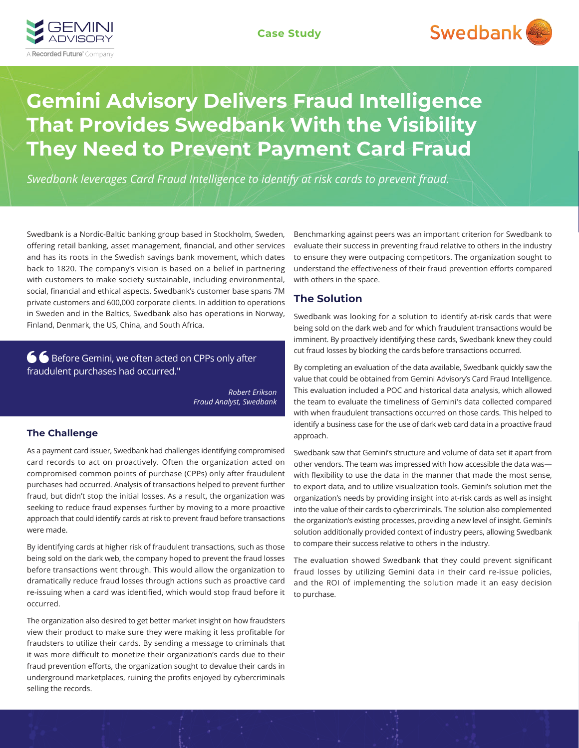Case Study

# Gemini Advisory Delivers Fraud Intelligence That Provides Swedbank With the Visibility They Need to Prevent Payment Card Fraud

*Swedbank leverages Card Fraud Intelligence to identify at risk cards to prevent fraud.*

Swedbank is a Nordic-Baltic banking group based in Stockholm, Sweden, offering retail banking, asset management, financial, and other services and has its roots in the Swedish savings bank movement, which dates back to 1820. The company's vision is based on a belief in partnering with customers to make society sustainable, including environmental, social, financial and ethical aspects. Swedbank's customer base spans 7M private customers and 600,000 corporate clients. In addition to operations in Sweden and in the Baltics, Swedbank also has operations in Norway, Finland, Denmark, the US, China, and South Africa.

> Before Gemini, we often acted on CPPs only after fraudulent purchases had occurred."
>
> *Robert Erikson*
> *Fraud Analyst, Swedbank*

## The Challenge

As a payment card issuer, Swedbank had challenges identifying compromised card records to act on proactively. Often the organization acted on compromised common points of purchase (CPPs) only after fraudulent purchases had occurred. Analysis of transactions helped to prevent further fraud, but didn't stop the initial losses. As a result, the organization was seeking to reduce fraud expenses further by moving to a more proactive approach that could identify cards at risk to prevent fraud before transactions were made.

By identifying cards at higher risk of fraudulent transactions, such as those being sold on the dark web, the company hoped to prevent the fraud losses before transactions went through. This would allow the organization to dramatically reduce fraud losses through actions such as proactive card re-issuing when a card was identified, which would stop fraud before it occurred.

The organization also desired to get better market insight on how fraudsters view their product to make sure they were making it less profitable for fraudsters to utilize their cards. By sending a message to criminals that it was more difficult to monetize their organization's cards due to their fraud prevention efforts, the organization sought to devalue their cards in underground marketplaces, ruining the profits enjoyed by cybercriminals selling the records.

Benchmarking against peers was an important criterion for Swedbank to evaluate their success in preventing fraud relative to others in the industry to ensure they were outpacing competitors. The organization sought to understand the effectiveness of their fraud prevention efforts compared with others in the space.

## The Solution

Swedbank was looking for a solution to identify at-risk cards that were being sold on the dark web and for which fraudulent transactions would be imminent. By proactively identifying these cards, Swedbank knew they could cut fraud losses by blocking the cards before transactions occurred.

By completing an evaluation of the data available, Swedbank quickly saw the value that could be obtained from Gemini Advisory's Card Fraud Intelligence. This evaluation included a POC and historical data analysis, which allowed the team to evaluate the timeliness of Gemini's data collected compared with when fraudulent transactions occurred on those cards. This helped to identify a business case for the use of dark web card data in a proactive fraud approach.

Swedbank saw that Gemini's structure and volume of data set it apart from other vendors. The team was impressed with how accessible the data was—with flexibility to use the data in the manner that made the most sense, to export data, and to utilize visualization tools. Gemini's solution met the organization's needs by providing insight into at-risk cards as well as insight into the value of their cards to cybercriminals. The solution also complemented the organization's existing processes, providing a new level of insight. Gemini's solution additionally provided context of industry peers, allowing Swedbank to compare their success relative to others in the industry.

The evaluation showed Swedbank that they could prevent significant fraud losses by utilizing Gemini data in their card re-issue policies, and the ROI of implementing the solution made it an easy decision to purchase.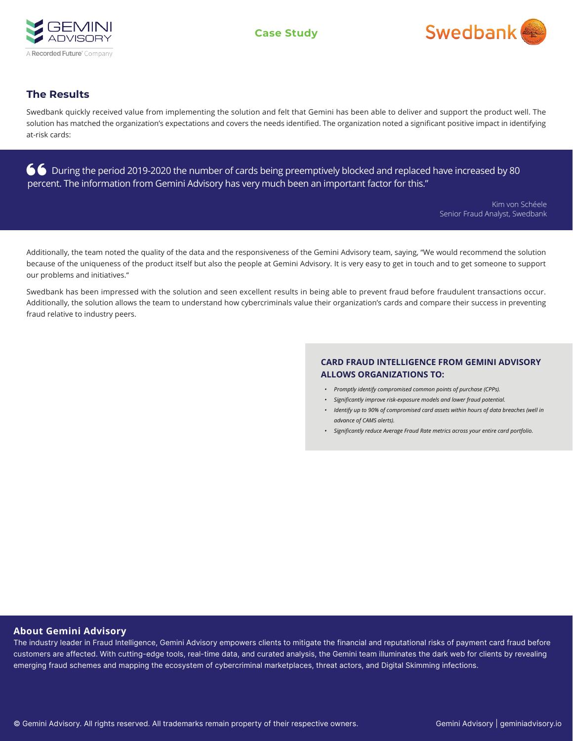## The Results

Swedbank quickly received value from implementing the solution and felt that Gemini has been able to deliver and support the product well. The solution has matched the organization's expectations and covers the needs identified. The organization noted a significant positive impact in identifying at-risk cards:

> During the period 2019-2020 the number of cards being preemptively blocked and replaced have increased by 80 percent. The information from Gemini Advisory has very much been an important factor for this."
>
> Kim von Schéele
> Senior Fraud Analyst, Swedbank

Additionally, the team noted the quality of the data and the responsiveness of the Gemini Advisory team, saying, "We would recommend the solution because of the uniqueness of the product itself but also the people at Gemini Advisory. It is very easy to get in touch and to get someone to support our problems and initiatives."

Swedbank has been impressed with the solution and seen excellent results in being able to prevent fraud before fraudulent transactions occur. Additionally, the solution allows the team to understand how cybercriminals value their organization's cards and compare their success in preventing fraud relative to industry peers.

### CARD FRAUD INTELLIGENCE FROM GEMINI ADVISORY ALLOWS ORGANIZATIONS TO:

- *Promptly identify compromised common points of purchase (CPPs).*
- *Significantly improve risk-exposure models and lower fraud potential.*
- *Identify up to 90% of compromised card assets within hours of data breaches (well in advance of CAMS alerts).*
- *Significantly reduce Average Fraud Rate metrics across your entire card portfolio.*

### About Gemini Advisory

The industry leader in Fraud Intelligence, Gemini Advisory empowers clients to mitigate the financial and reputational risks of payment card fraud before customers are affected. With cutting-edge tools, real-time data, and curated analysis, the Gemini team illuminates the dark web for clients by revealing emerging fraud schemes and mapping the ecosystem of cybercriminal marketplaces, threat actors, and Digital Skimming infections.

© Gemini Advisory. All rights reserved. All trademarks remain property of their respective owners.

Gemini Advisory | geminiadvisory.io